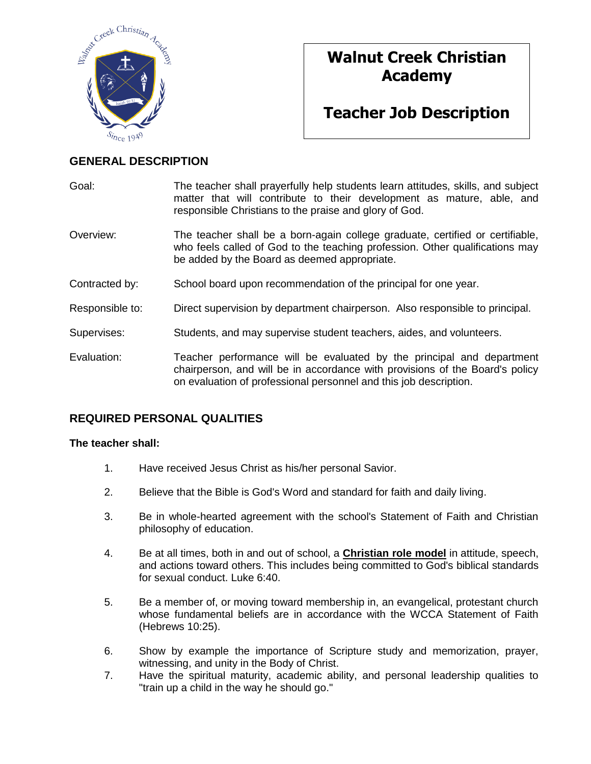# Walnut Creek Christian Academy

## Teacher Job Description

## GENERAL DESCRIPTION

| | |
|---|---|
| Goal: | The teacher shall prayerfully help students learn attitudes, skills, and subject matter that will contribute to their development as mature, able, and responsible Christians to the praise and glory of God. |
| Overview: | The teacher shall be a born-again college graduate, certified or certifiable, who feels called of God to the teaching profession. Other qualifications may be added by the Board as deemed appropriate. |
| Contracted by: | School board upon recommendation of the principal for one year. |
| Responsible to: | Direct supervision by department chairperson. Also responsible to principal. |
| Supervises: | Students, and may supervise student teachers, aides, and volunteers. |
| Evaluation: | Teacher performance will be evaluated by the principal and department chairperson, and will be in accordance with provisions of the Board's policy on evaluation of professional personnel and this job description. |

## REQUIRED PERSONAL QUALITIES

**The teacher shall:**

1. Have received Jesus Christ as his/her personal Savior.
2. Believe that the Bible is God's Word and standard for faith and daily living.
3. Be in whole-hearted agreement with the school's Statement of Faith and Christian philosophy of education.
4. Be at all times, both in and out of school, a **Christian role model** in attitude, speech, and actions toward others. This includes being committed to God's biblical standards for sexual conduct. Luke 6:40.
5. Be a member of, or moving toward membership in, an evangelical, protestant church whose fundamental beliefs are in accordance with the WCCA Statement of Faith (Hebrews 10:25).
6. Show by example the importance of Scripture study and memorization, prayer, witnessing, and unity in the Body of Christ.
7. Have the spiritual maturity, academic ability, and personal leadership qualities to "train up a child in the way he should go."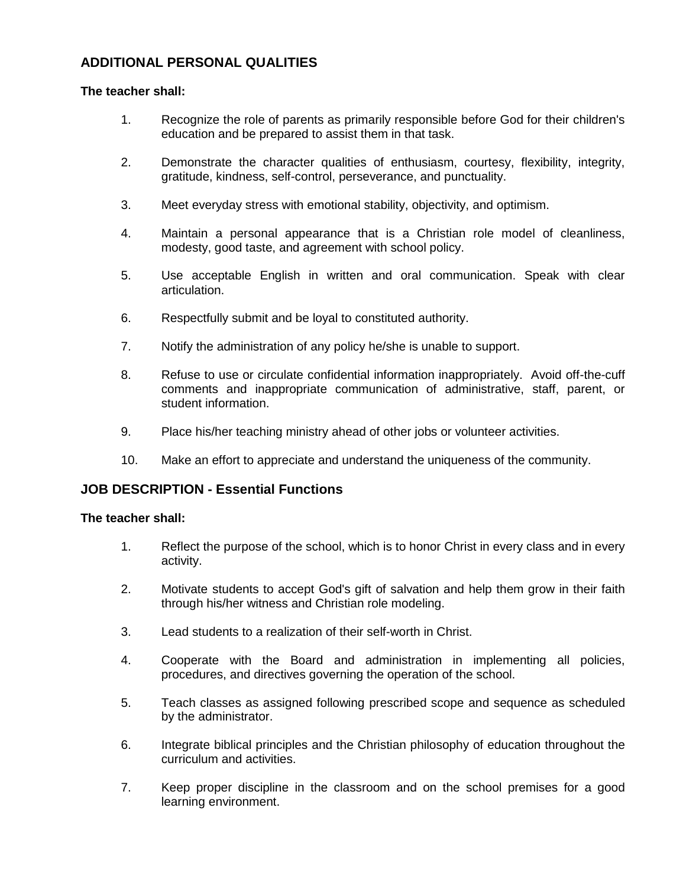## ADDITIONAL PERSONAL QUALITIES

**The teacher shall:**

1. Recognize the role of parents as primarily responsible before God for their children's education and be prepared to assist them in that task.

2. Demonstrate the character qualities of enthusiasm, courtesy, flexibility, integrity, gratitude, kindness, self-control, perseverance, and punctuality.

3. Meet everyday stress with emotional stability, objectivity, and optimism.

4. Maintain a personal appearance that is a Christian role model of cleanliness, modesty, good taste, and agreement with school policy.

5. Use acceptable English in written and oral communication. Speak with clear articulation.

6. Respectfully submit and be loyal to constituted authority.

7. Notify the administration of any policy he/she is unable to support.

8. Refuse to use or circulate confidential information inappropriately. Avoid off-the-cuff comments and inappropriate communication of administrative, staff, parent, or student information.

9. Place his/her teaching ministry ahead of other jobs or volunteer activities.

10. Make an effort to appreciate and understand the uniqueness of the community.

## JOB DESCRIPTION - Essential Functions

**The teacher shall:**

1. Reflect the purpose of the school, which is to honor Christ in every class and in every activity.

2. Motivate students to accept God's gift of salvation and help them grow in their faith through his/her witness and Christian role modeling.

3. Lead students to a realization of their self-worth in Christ.

4. Cooperate with the Board and administration in implementing all policies, procedures, and directives governing the operation of the school.

5. Teach classes as assigned following prescribed scope and sequence as scheduled by the administrator.

6. Integrate biblical principles and the Christian philosophy of education throughout the curriculum and activities.

7. Keep proper discipline in the classroom and on the school premises for a good learning environment.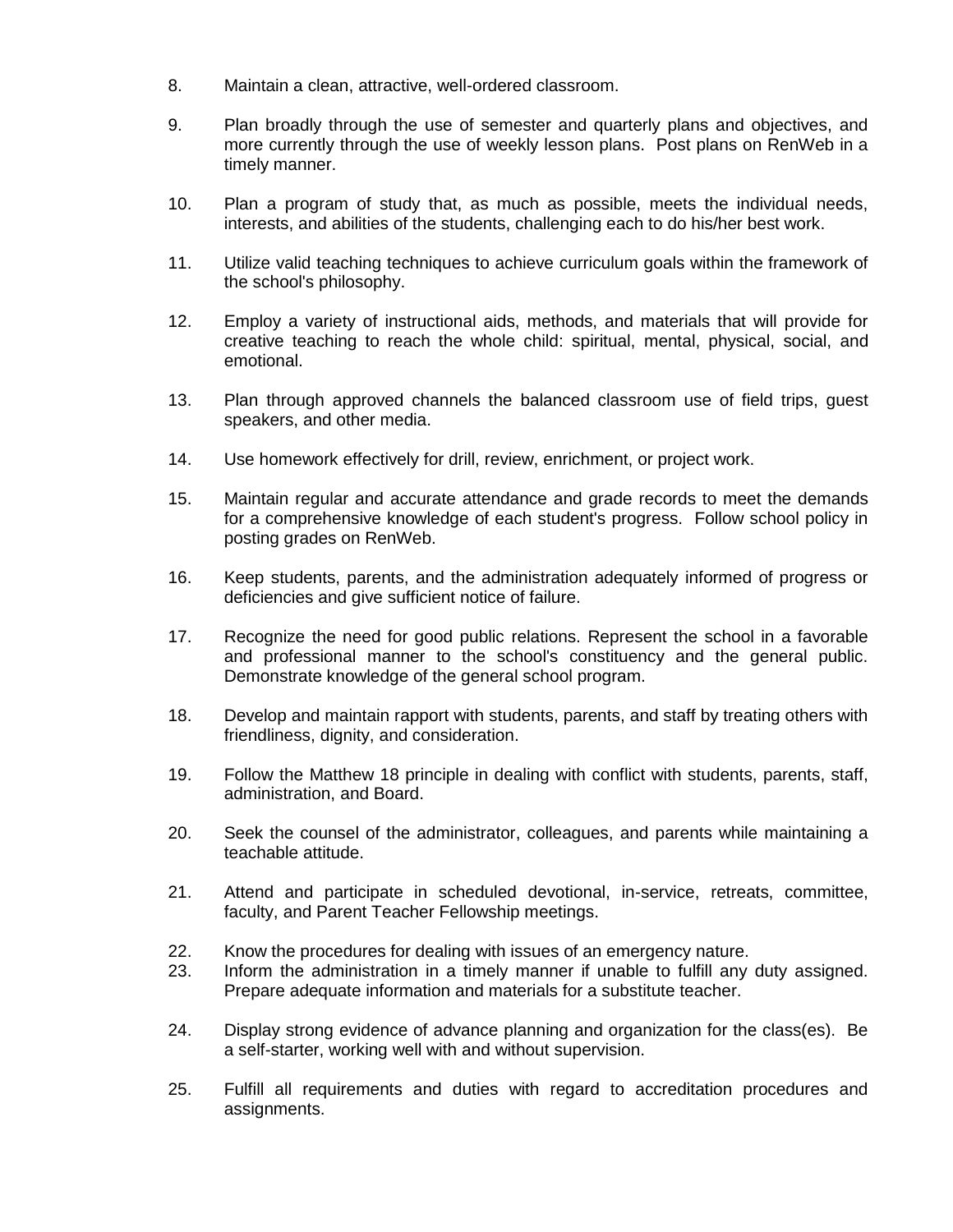8. Maintain a clean, attractive, well-ordered classroom.

9. Plan broadly through the use of semester and quarterly plans and objectives, and more currently through the use of weekly lesson plans. Post plans on RenWeb in a timely manner.

10. Plan a program of study that, as much as possible, meets the individual needs, interests, and abilities of the students, challenging each to do his/her best work.

11. Utilize valid teaching techniques to achieve curriculum goals within the framework of the school's philosophy.

12. Employ a variety of instructional aids, methods, and materials that will provide for creative teaching to reach the whole child: spiritual, mental, physical, social, and emotional.

13. Plan through approved channels the balanced classroom use of field trips, guest speakers, and other media.

14. Use homework effectively for drill, review, enrichment, or project work.

15. Maintain regular and accurate attendance and grade records to meet the demands for a comprehensive knowledge of each student's progress. Follow school policy in posting grades on RenWeb.

16. Keep students, parents, and the administration adequately informed of progress or deficiencies and give sufficient notice of failure.

17. Recognize the need for good public relations. Represent the school in a favorable and professional manner to the school's constituency and the general public. Demonstrate knowledge of the general school program.

18. Develop and maintain rapport with students, parents, and staff by treating others with friendliness, dignity, and consideration.

19. Follow the Matthew 18 principle in dealing with conflict with students, parents, staff, administration, and Board.

20. Seek the counsel of the administrator, colleagues, and parents while maintaining a teachable attitude.

21. Attend and participate in scheduled devotional, in-service, retreats, committee, faculty, and Parent Teacher Fellowship meetings.

22. Know the procedures for dealing with issues of an emergency nature.
23. Inform the administration in a timely manner if unable to fulfill any duty assigned. Prepare adequate information and materials for a substitute teacher.

24. Display strong evidence of advance planning and organization for the class(es). Be a self-starter, working well with and without supervision.

25. Fulfill all requirements and duties with regard to accreditation procedures and assignments.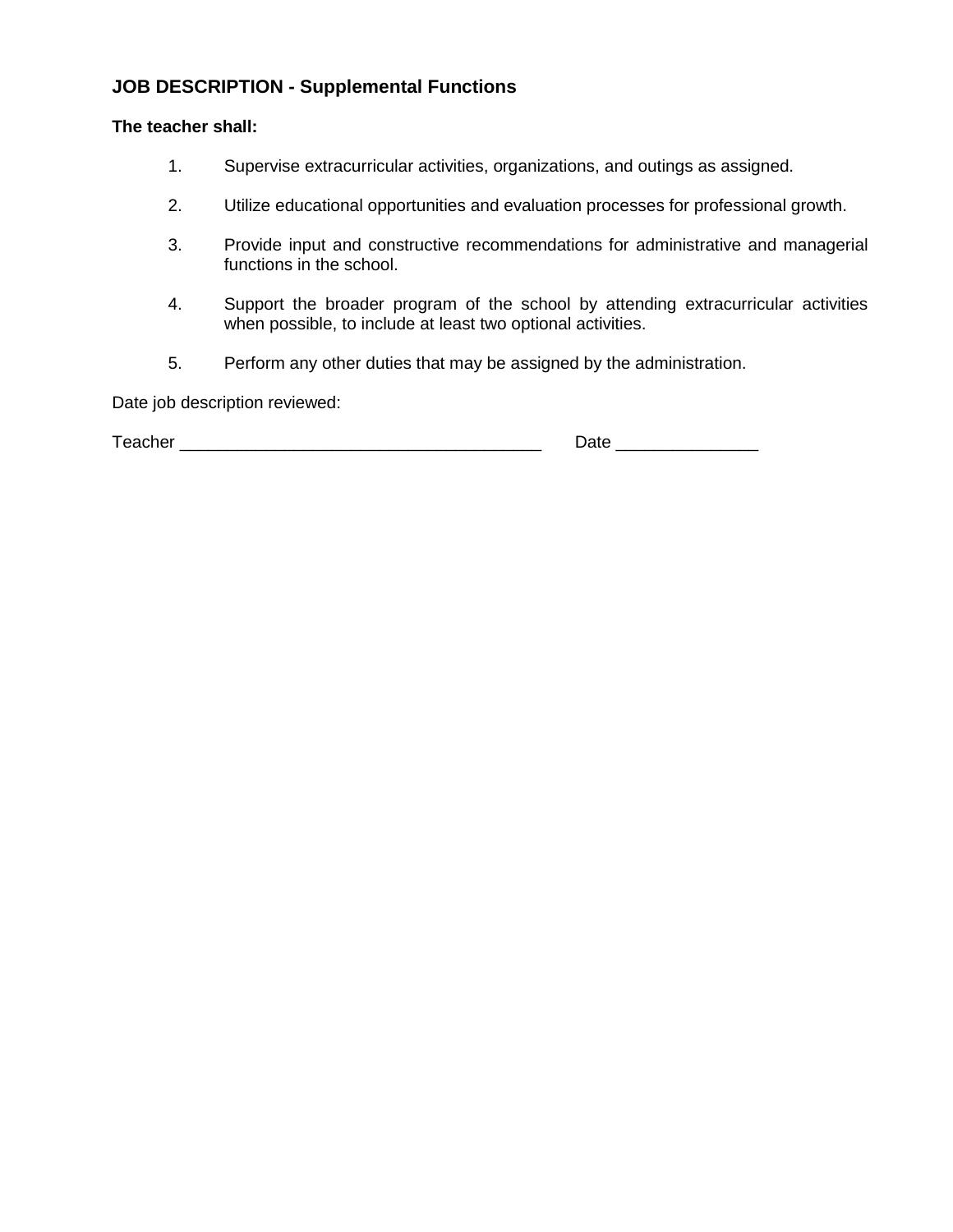## JOB DESCRIPTION - Supplemental Functions

**The teacher shall:**

1. Supervise extracurricular activities, organizations, and outings as assigned.

2. Utilize educational opportunities and evaluation processes for professional growth.

3. Provide input and constructive recommendations for administrative and managerial functions in the school.

4. Support the broader program of the school by attending extracurricular activities when possible, to include at least two optional activities.

5. Perform any other duties that may be assigned by the administration.

Date job description reviewed:

Teacher _______________________________________ Date _______________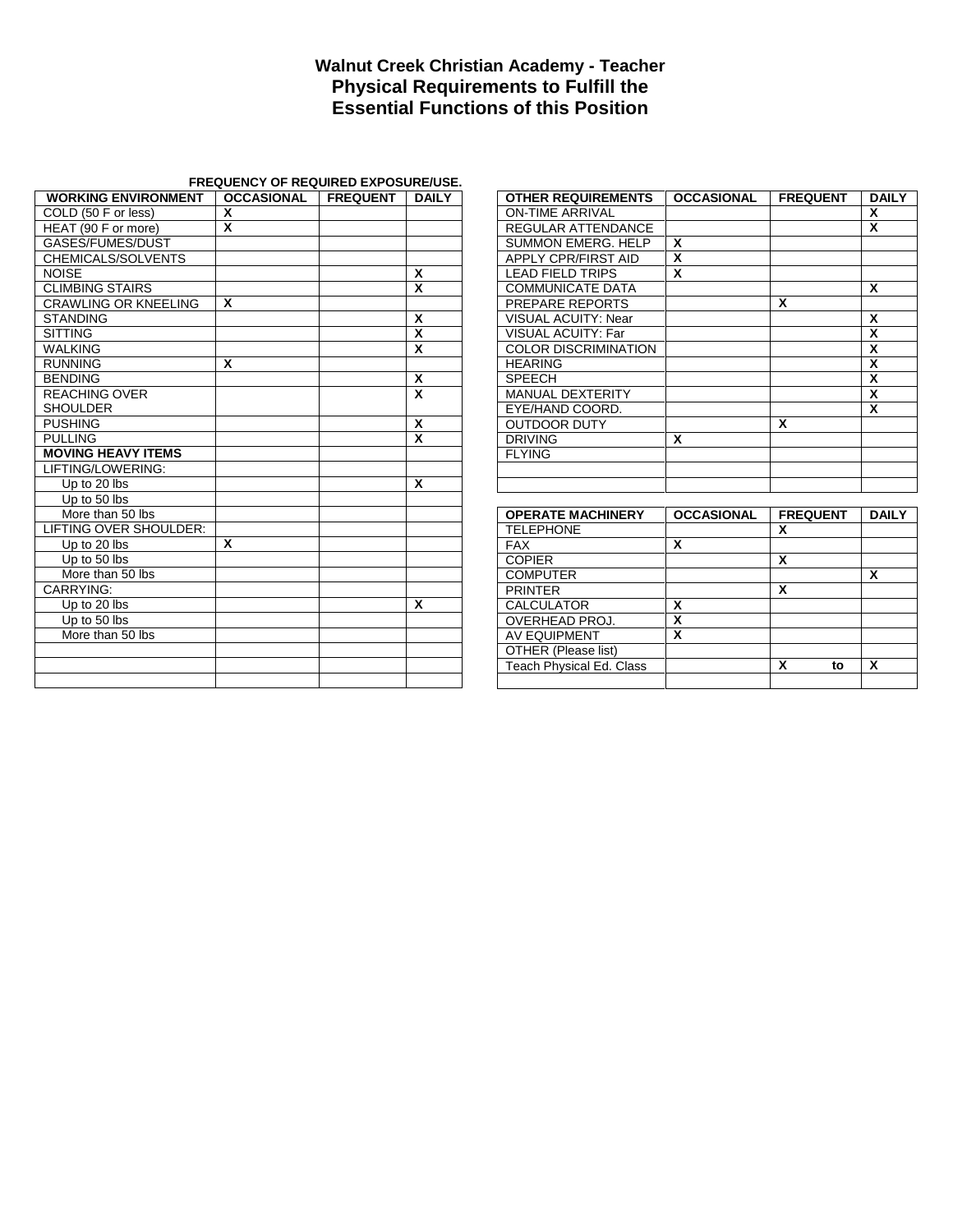# Walnut Creek Christian Academy - Teacher
## Physical Requirements to Fulfill the Essential Functions of this Position

**FREQUENCY OF REQUIRED EXPOSURE/USE.**

| WORKING ENVIRONMENT | OCCASIONAL | FREQUENT | DAILY |
|---|---|---|---|
| COLD (50 F or less) | X | | |
| HEAT (90 F or more) | X | | |
| GASES/FUMES/DUST | | | |
| CHEMICALS/SOLVENTS | | | |
| NOISE | | | X |
| CLIMBING STAIRS | | | X |
| CRAWLING OR KNEELING | X | | |
| STANDING | | | X |
| SITTING | | | X |
| WALKING | | | X |
| RUNNING | X | | |
| BENDING | | | X |
| REACHING OVER SHOULDER | | | X |
| PUSHING | | | X |
| PULLING | | | X |
| **MOVING HEAVY ITEMS** | | | |
| LIFTING/LOWERING: | | | |
| Up to 20 lbs | | | X |
| Up to 50 lbs | | | |
| More than 50 lbs | | | |
| LIFTING OVER SHOULDER: | | | |
| Up to 20 lbs | X | | |
| Up to 50 lbs | | | |
| More than 50 lbs | | | |
| CARRYING: | | | |
| Up to 20 lbs | | | X |
| Up to 50 lbs | | | |
| More than 50 lbs | | | |
| | | | |
| | | | |
| | | | |

| OTHER REQUIREMENTS | OCCASIONAL | FREQUENT | DAILY |
|---|---|---|---|
| ON-TIME ARRIVAL | | | X |
| REGULAR ATTENDANCE | | | X |
| SUMMON EMERG. HELP | X | | |
| APPLY CPR/FIRST AID | X | | |
| LEAD FIELD TRIPS | X | | |
| COMMUNICATE DATA | | | X |
| PREPARE REPORTS | | X | |
| VISUAL ACUITY: Near | | | X |
| VISUAL ACUITY: Far | | | X |
| COLOR DISCRIMINATION | | | X |
| HEARING | | | X |
| SPEECH | | | X |
| MANUAL DEXTERITY | | | X |
| EYE/HAND COORD. | | | X |
| OUTDOOR DUTY | | X | |
| DRIVING | X | | |
| FLYING | | | |
| | | | |
| | | | |

| OPERATE MACHINERY | OCCASIONAL | FREQUENT | DAILY |
|---|---|---|---|
| TELEPHONE | | X | |
| FAX | X | | |
| COPIER | | X | |
| COMPUTER | | | X |
| PRINTER | | X | |
| CALCULATOR | X | | |
| OVERHEAD PROJ. | X | | |
| AV EQUIPMENT | X | | |
| OTHER (Please list) | | | |
| Teach Physical Ed. Class | | X to | X |
| | | | |